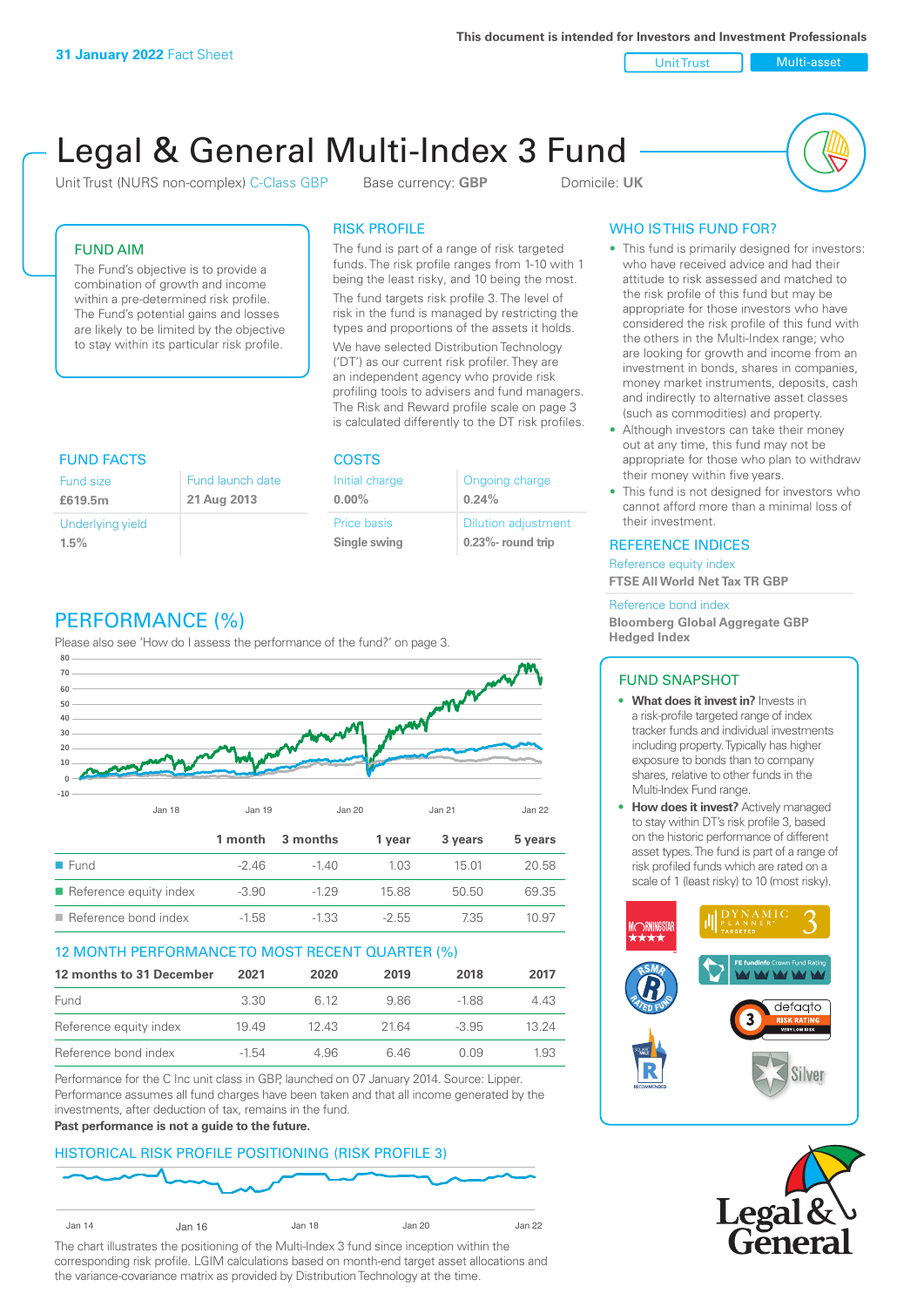**31 January 2022** Fact Sheet

This document is intended for Investors and Investment Professionals

Unit Trust | Multi-asset

# Legal & General Multi-Index 3 Fund

Unit Trust (NURS non-complex) C-Class GBP    Base currency: **GBP**    Domicile: **UK**

## FUND AIM

The Fund's objective is to provide a combination of growth and income within a pre-determined risk profile. The Fund's potential gains and losses are likely to be limited by the objective to stay within its particular risk profile.

## RISK PROFILE

The fund is part of a range of risk targeted funds. The risk profile ranges from 1-10 with 1 being the least risky, and 10 being the most.

The fund targets risk profile 3. The level of risk in the fund is managed by restricting the types and proportions of the assets it holds.

We have selected Distribution Technology ('DT') as our current risk profiler. They are an independent agency who provide risk profiling tools to advisers and fund managers. The Risk and Reward profile scale on page 3 is calculated differently to the DT risk profiles.

## WHO IS THIS FUND FOR?

- This fund is primarily designed for investors: who have received advice and had their attitude to risk assessed and matched to the risk profile of this fund but may be appropriate for those investors who have considered the risk profile of this fund with the others in the Multi-Index range; who are looking for growth and income from an investment in bonds, shares in companies, money market instruments, deposits, cash and indirectly to alternative asset classes (such as commodities) and property.
- Although investors can take their money out at any time, this fund may not be appropriate for those who plan to withdraw their money within five years.
- This fund is not designed for investors who cannot afford more than a minimal loss of their investment.

## FUND FACTS

| Fund size | Fund launch date |
|---|---|
| **£619.5m** | **21 Aug 2013** |
| Underlying yield | |
| **1.5%** | |

## COSTS

| Initial charge | Ongoing charge |
|---|---|
| **0.00%** | **0.24%** |
| Price basis | Dilution adjustment |
| **Single swing** | **0.23%- round trip** |

## REFERENCE INDICES

Reference equity index
**FTSE All World Net Tax TR GBP**

Reference bond index
**Bloomberg Global Aggregate GBP Hedged Index**

## PERFORMANCE (%)

Please also see 'How do I assess the performance of the fund?' on page 3.

| | 1 month | 3 months | 1 year | 3 years | 5 years |
|---|---|---|---|---|---|
| Fund | -2.46 | -1.40 | 1.03 | 15.01 | 20.58 |
| Reference equity index | -3.90 | -1.29 | 15.88 | 50.50 | 69.35 |
| Reference bond index | -1.58 | -1.33 | -2.55 | 7.35 | 10.97 |

## 12 MONTH PERFORMANCE TO MOST RECENT QUARTER (%)

| 12 months to 31 December | 2021 | 2020 | 2019 | 2018 | 2017 |
|---|---|---|---|---|---|
| Fund | 3.30 | 6.12 | 9.86 | -1.88 | 4.43 |
| Reference equity index | 19.49 | 12.43 | 21.64 | -3.95 | 13.24 |
| Reference bond index | -1.54 | 4.96 | 6.46 | 0.09 | 1.93 |

Performance for the C Inc unit class in GBP, launched on 07 January 2014. Source: Lipper. Performance assumes all fund charges have been taken and that all income generated by the investments, after deduction of tax, remains in the fund.
**Past performance is not a guide to the future.**

## FUND SNAPSHOT

- **What does it invest in?** Invests in a risk-profile targeted range of index tracker funds and individual investments including property. Typically has higher exposure to bonds than to company shares, relative to other funds in the Multi-Index Fund range.
- **How does it invest?** Actively managed to stay within DT's risk profile 3, based on the historic performance of different asset types. The fund is part of a range of risk profiled funds which are rated on a scale of 1 (least risky) to 10 (most risky).

## HISTORICAL RISK PROFILE POSITIONING (RISK PROFILE 3)

The chart illustrates the positioning of the Multi-Index 3 fund since inception within the corresponding risk profile. LGIM calculations based on month-end target asset allocations and the variance-covariance matrix as provided by Distribution Technology at the time.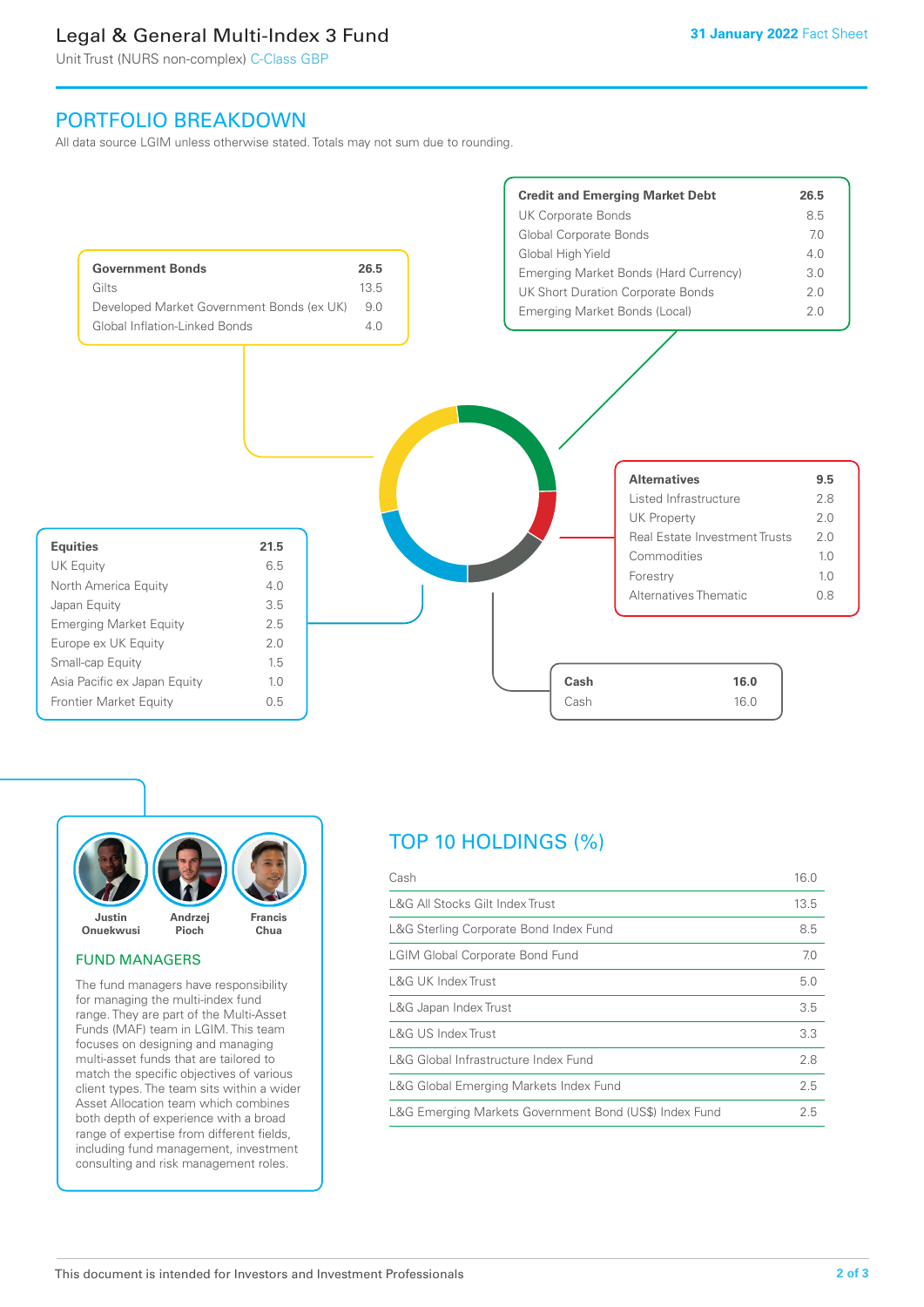Legal & General Multi-Index 3 Fund

Unit Trust (NURS non-complex) C-Class GBP

31 January 2022 Fact Sheet

## PORTFOLIO BREAKDOWN

All data source LGIM unless otherwise stated. Totals may not sum due to rounding.

| Government Bonds | 26.5 |
|---|---|
| Gilts | 13.5 |
| Developed Market Government Bonds (ex UK) | 9.0 |
| Global Inflation-Linked Bonds | 4.0 |

| Credit and Emerging Market Debt | 26.5 |
|---|---|
| UK Corporate Bonds | 8.5 |
| Global Corporate Bonds | 7.0 |
| Global High Yield | 4.0 |
| Emerging Market Bonds (Hard Currency) | 3.0 |
| UK Short Duration Corporate Bonds | 2.0 |
| Emerging Market Bonds (Local) | 2.0 |

| Equities | 21.5 |
|---|---|
| UK Equity | 6.5 |
| North America Equity | 4.0 |
| Japan Equity | 3.5 |
| Emerging Market Equity | 2.5 |
| Europe ex UK Equity | 2.0 |
| Small-cap Equity | 1.5 |
| Asia Pacific ex Japan Equity | 1.0 |
| Frontier Market Equity | 0.5 |

| Alternatives | 9.5 |
|---|---|
| Listed Infrastructure | 2.8 |
| UK Property | 2.0 |
| Real Estate Investment Trusts | 2.0 |
| Commodities | 1.0 |
| Forestry | 1.0 |
| Alternatives Thematic | 0.8 |

| Cash | 16.0 |
|---|---|
| Cash | 16.0 |

Justin Onuekwusi, Andrzej Pioch, Francis Chua

### FUND MANAGERS

The fund managers have responsibility for managing the multi-index fund range. They are part of the Multi-Asset Funds (MAF) team in LGIM. This team focuses on designing and managing multi-asset funds that are tailored to match the specific objectives of various client types. The team sits within a wider Asset Allocation team which combines both depth of experience with a broad range of expertise from different fields, including fund management, investment consulting and risk management roles.

## TOP 10 HOLDINGS (%)

| Holding | % |
|---|---|
| Cash | 16.0 |
| L&G All Stocks Gilt Index Trust | 13.5 |
| L&G Sterling Corporate Bond Index Fund | 8.5 |
| LGIM Global Corporate Bond Fund | 7.0 |
| L&G UK Index Trust | 5.0 |
| L&G Japan Index Trust | 3.5 |
| L&G US Index Trust | 3.3 |
| L&G Global Infrastructure Index Fund | 2.8 |
| L&G Global Emerging Markets Index Fund | 2.5 |
| L&G Emerging Markets Government Bond (US$) Index Fund | 2.5 |

This document is intended for Investors and Investment Professionals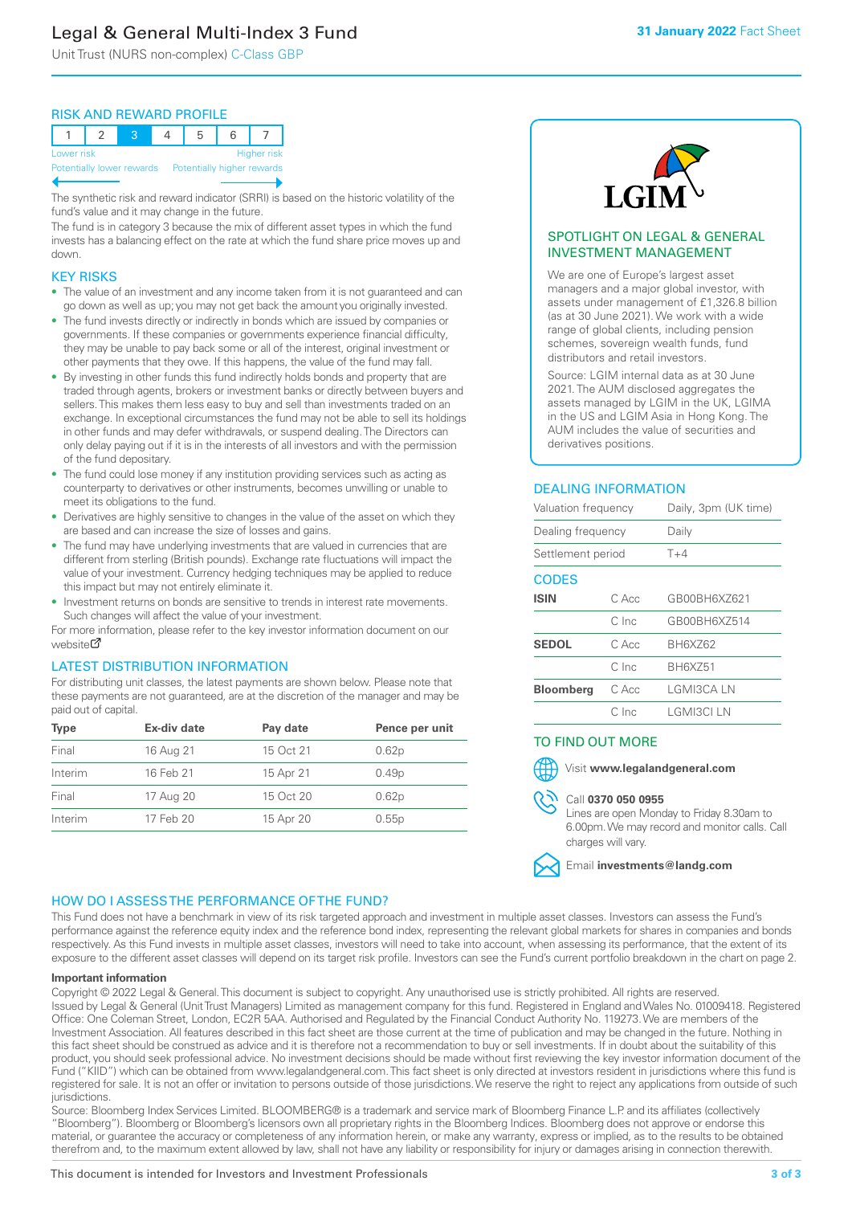# Legal & General Multi-Index 3 Fund

Unit Trust (NURS non-complex) C-Class GBP

31 January 2022 Fact Sheet

## RISK AND REWARD PROFILE

| 1 | 2 | 3 | 4 | 5 | 6 | 7 |
|---|---|---|---|---|---|---|

Lower risk — Higher risk

Potentially lower rewards — Potentially higher rewards

The synthetic risk and reward indicator (SRRI) is based on the historic volatility of the fund's value and it may change in the future.

The fund is in category 3 because the mix of different asset types in which the fund invests has a balancing effect on the rate at which the fund share price moves up and down.

## KEY RISKS

- The value of an investment and any income taken from it is not guaranteed and can go down as well as up; you may not get back the amount you originally invested.
- The fund invests directly or indirectly in bonds which are issued by companies or governments. If these companies or governments experience financial difficulty, they may be unable to pay back some or all of the interest, original investment or other payments that they owe. If this happens, the value of the fund may fall.
- By investing in other funds this fund indirectly holds bonds and property that are traded through agents, brokers or investment banks or directly between buyers and sellers. This makes them less easy to buy and sell than investments traded on an exchange. In exceptional circumstances the fund may not be able to sell its holdings in other funds and may defer withdrawals, or suspend dealing. The Directors can only delay paying out if it is in the interests of all investors and with the permission of the fund depositary.
- The fund could lose money if any institution providing services such as acting as counterparty to derivatives or other instruments, becomes unwilling or unable to meet its obligations to the fund.
- Derivatives are highly sensitive to changes in the value of the asset on which they are based and can increase the size of losses and gains.
- The fund may have underlying investments that are valued in currencies that are different from sterling (British pounds). Exchange rate fluctuations will impact the value of your investment. Currency hedging techniques may be applied to reduce this impact but may not entirely eliminate it.
- Investment returns on bonds are sensitive to trends in interest rate movements. Such changes will affect the value of your investment.

For more information, please refer to the key investor information document on our website

## LATEST DISTRIBUTION INFORMATION

For distributing unit classes, the latest payments are shown below. Please note that these payments are not guaranteed, are at the discretion of the manager and may be paid out of capital.

| Type | Ex-div date | Pay date | Pence per unit |
|---|---|---|---|
| Final | 16 Aug 21 | 15 Oct 21 | 0.62p |
| Interim | 16 Feb 21 | 15 Apr 21 | 0.49p |
| Final | 17 Aug 20 | 15 Oct 20 | 0.62p |
| Interim | 17 Feb 20 | 15 Apr 20 | 0.55p |

## SPOTLIGHT ON LEGAL & GENERAL INVESTMENT MANAGEMENT

We are one of Europe's largest asset managers and a major global investor, with assets under management of £1,326.8 billion (as at 30 June 2021). We work with a wide range of global clients, including pension schemes, sovereign wealth funds, fund distributors and retail investors.

Source: LGIM internal data as at 30 June 2021. The AUM disclosed aggregates the assets managed by LGIM in the UK, LGIMA in the US and LGIM Asia in Hong Kong. The AUM includes the value of securities and derivatives positions.

## DEALING INFORMATION

| | |
|---|---|
| Valuation frequency | Daily, 3pm (UK time) |
| Dealing frequency | Daily |
| Settlement period | T+4 |

## CODES

| | | |
|---|---|---|
| **ISIN** | C Acc | GB00BH6XZ621 |
| | C Inc | GB00BH6XZ514 |
| **SEDOL** | C Acc | BH6XZ62 |
| | C Inc | BH6XZ51 |
| **Bloomberg** | C Acc | LGMI3CA LN |
| | C Inc | LGMI3CI LN |

## TO FIND OUT MORE

Visit **www.legalandgeneral.com**

Call **0370 050 0955**
Lines are open Monday to Friday 8.30am to 6.00pm. We may record and monitor calls. Call charges will vary.

Email **investments@landg.com**

## HOW DO I ASSESS THE PERFORMANCE OF THE FUND?

This Fund does not have a benchmark in view of its risk targeted approach and investment in multiple asset classes. Investors can assess the Fund's performance against the reference equity index and the reference bond index, representing the relevant global markets for shares in companies and bonds respectively. As this Fund invests in multiple asset classes, investors will need to take into account, when assessing its performance, that the extent of its exposure to the different asset classes will depend on its target risk profile. Investors can see the Fund's current portfolio breakdown in the chart on page 2.

**Important information**

Copyright © 2022 Legal & General. This document is subject to copyright. Any unauthorised use is strictly prohibited. All rights are reserved. Issued by Legal & General (Unit Trust Managers) Limited as management company for this fund. Registered in England and Wales No. 01009418. Registered Office: One Coleman Street, London, EC2R 5AA. Authorised and Regulated by the Financial Conduct Authority No. 119273. We are members of the Investment Association. All features described in this fact sheet are those current at the time of publication and may be changed in the future. Nothing in this fact sheet should be construed as advice and it is therefore not a recommendation to buy or sell investments. If in doubt about the suitability of this product, you should seek professional advice. No investment decisions should be made without first reviewing the key investor information document of the Fund ("KIID") which can be obtained from www.legalandgeneral.com. This fact sheet is only directed at investors resident in jurisdictions where this fund is registered for sale. It is not an offer or invitation to persons outside of those jurisdictions. We reserve the right to reject any applications from outside of such jurisdictions.

Source: Bloomberg Index Services Limited. BLOOMBERG® is a trademark and service mark of Bloomberg Finance L.P. and its affiliates (collectively "Bloomberg"). Bloomberg or Bloomberg's licensors own all proprietary rights in the Bloomberg Indices. Bloomberg does not approve or endorse this material, or guarantee the accuracy or completeness of any information herein, or make any warranty, express or implied, as to the results to be obtained therefrom and, to the maximum extent allowed by law, shall not have any liability or responsibility for injury or damages arising in connection therewith.

This document is intended for Investors and Investment Professionals